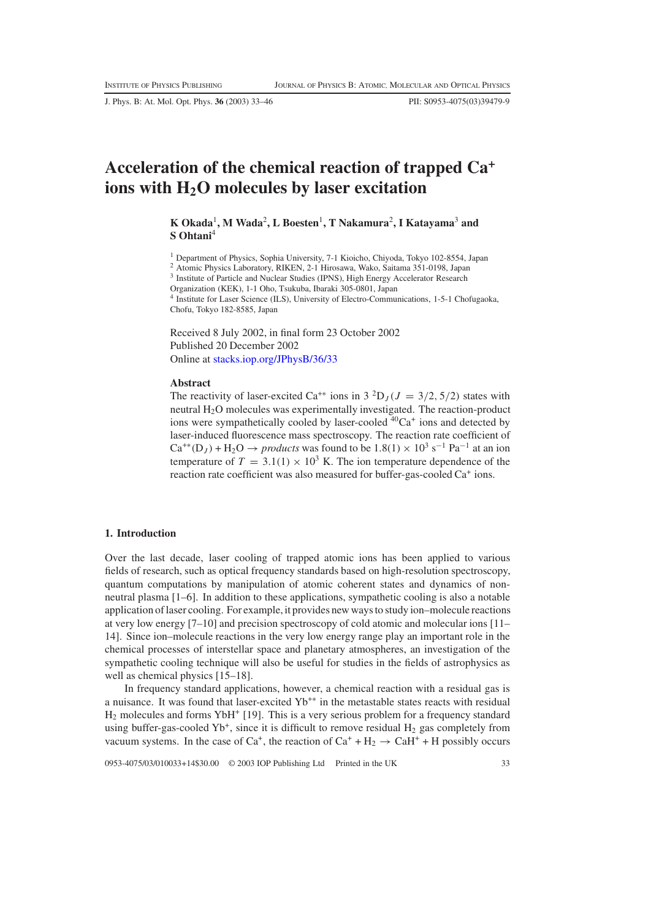# Acceleration of the chemical reaction of trapped $Ca^+$ ions with $H_2O$ molecules by laser excitation

**K Okada[1], M Wada[2], L Boesten[1], T Nakamura[2], I Katayama[3] and S Ohtani[4]**

[1] Department of Physics, Sophia University, 7-1 Kioicho, Chiyoda, Tokyo 102-8554, Japan
[2] Atomic Physics Laboratory, RIKEN, 2-1 Hirosawa, Wako, Saitama 351-0198, Japan
[3] Institute of Particle and Nuclear Studies (IPNS), High Energy Accelerator Research Organization (KEK), 1-1 Oho, Tsukuba, Ibaraki 305-0801, Japan
[4] Institute for Laser Science (ILS), University of Electro-Communications, 1-5-1 Chofugaoka, Chofu, Tokyo 182-8585, Japan

Received 8 July 2002, in final form 23 October 2002
Published 20 December 2002
Online at stacks.iop.org/JPhysB/36/33

## Abstract

The reactivity of laser-excited $Ca^{+*}$ ions in $3\,^2D_J\,(J = 3/2, 5/2)$ states with neutral $H_2O$ molecules was experimentally investigated. The reaction-product ions were sympathetically cooled by laser-cooled $^{40}Ca^+$ ions and detected by laser-induced fluorescence mass spectroscopy. The reaction rate coefficient of $Ca^{+*}(D_J) + H_2O \rightarrow$ *products* was found to be $1.8(1) \times 10^3\ s^{-1}\ Pa^{-1}$ at an ion temperature of $T = 3.1(1) \times 10^3$ K. The ion temperature dependence of the reaction rate coefficient was also measured for buffer-gas-cooled $Ca^+$ ions.

## 1. Introduction

Over the last decade, laser cooling of trapped atomic ions has been applied to various fields of research, such as optical frequency standards based on high-resolution spectroscopy, quantum computations by manipulation of atomic coherent states and dynamics of non-neutral plasma [1–6]. In addition to these applications, sympathetic cooling is also a notable application of laser cooling. For example, it provides new ways to study ion–molecule reactions at very low energy [7–10] and precision spectroscopy of cold atomic and molecular ions [11–14]. Since ion–molecule reactions in the very low energy range play an important role in the chemical processes of interstellar space and planetary atmospheres, an investigation of the sympathetic cooling technique will also be useful for studies in the fields of astrophysics as well as chemical physics [15–18].

In frequency standard applications, however, a chemical reaction with a residual gas is a nuisance. It was found that laser-excited $Yb^{+*}$ in the metastable states reacts with residual $H_2$ molecules and forms $YbH^+$ [19]. This is a very serious problem for a frequency standard using buffer-gas-cooled $Yb^+$, since it is difficult to remove residual $H_2$ gas completely from vacuum systems. In the case of $Ca^+$, the reaction of $Ca^+ + H_2 \rightarrow CaH^+ + H$ possibly occurs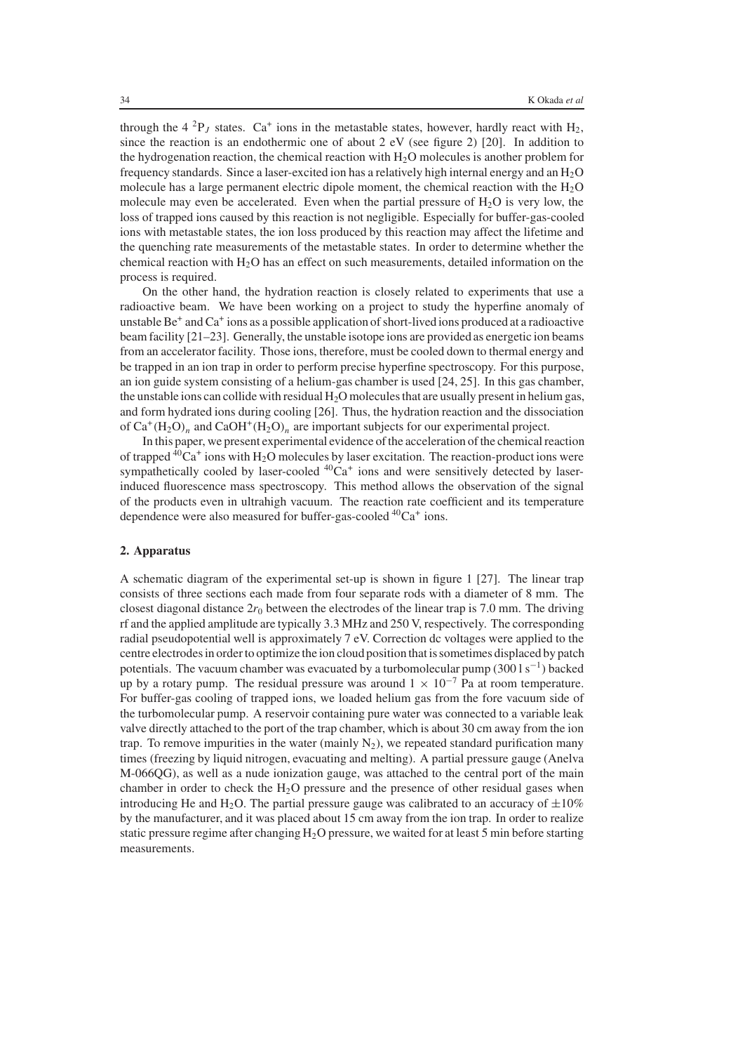through the 4 $^2P_J$ states. $Ca^+$ ions in the metastable states, however, hardly react with $H_2$, since the reaction is an endothermic one of about 2 eV (see figure 2) [20]. In addition to the hydrogenation reaction, the chemical reaction with $H_2O$ molecules is another problem for frequency standards. Since a laser-excited ion has a relatively high internal energy and an $H_2O$ molecule has a large permanent electric dipole moment, the chemical reaction with the $H_2O$ molecule may even be accelerated. Even when the partial pressure of $H_2O$ is very low, the loss of trapped ions caused by this reaction is not negligible. Especially for buffer-gas-cooled ions with metastable states, the ion loss produced by this reaction may affect the lifetime and the quenching rate measurements of the metastable states. In order to determine whether the chemical reaction with $H_2O$ has an effect on such measurements, detailed information on the process is required.

On the other hand, the hydration reaction is closely related to experiments that use a radioactive beam. We have been working on a project to study the hyperfine anomaly of unstable $Be^+$ and $Ca^+$ ions as a possible application of short-lived ions produced at a radioactive beam facility [21–23]. Generally, the unstable isotope ions are provided as energetic ion beams from an accelerator facility. Those ions, therefore, must be cooled down to thermal energy and be trapped in an ion trap in order to perform precise hyperfine spectroscopy. For this purpose, an ion guide system consisting of a helium-gas chamber is used [24, 25]. In this gas chamber, the unstable ions can collide with residual $H_2O$ molecules that are usually present in helium gas, and form hydrated ions during cooling [26]. Thus, the hydration reaction and the dissociation of $Ca^+(H_2O)_n$ and $CaOH^+(H_2O)_n$ are important subjects for our experimental project.

In this paper, we present experimental evidence of the acceleration of the chemical reaction of trapped $^{40}Ca^+$ ions with $H_2O$ molecules by laser excitation. The reaction-product ions were sympathetically cooled by laser-cooled $^{40}Ca^+$ ions and were sensitively detected by laser-induced fluorescence mass spectroscopy. This method allows the observation of the signal of the products even in ultrahigh vacuum. The reaction rate coefficient and its temperature dependence were also measured for buffer-gas-cooled $^{40}Ca^+$ ions.

## 2. Apparatus

A schematic diagram of the experimental set-up is shown in figure 1 [27]. The linear trap consists of three sections each made from four separate rods with a diameter of 8 mm. The closest diagonal distance $2r_0$ between the electrodes of the linear trap is 7.0 mm. The driving rf and the applied amplitude are typically 3.3 MHz and 250 V, respectively. The corresponding radial pseudopotential well is approximately 7 eV. Correction dc voltages were applied to the centre electrodes in order to optimize the ion cloud position that is sometimes displaced by patch potentials. The vacuum chamber was evacuated by a turbomolecular pump ($300\,\mathrm{l\,s^{-1}}$) backed up by a rotary pump. The residual pressure was around $1 \times 10^{-7}$ Pa at room temperature. For buffer-gas cooling of trapped ions, we loaded helium gas from the fore vacuum side of the turbomolecular pump. A reservoir containing pure water was connected to a variable leak valve directly attached to the port of the trap chamber, which is about 30 cm away from the ion trap. To remove impurities in the water (mainly $N_2$), we repeated standard purification many times (freezing by liquid nitrogen, evacuating and melting). A partial pressure gauge (Anelva M-066QG), as well as a nude ionization gauge, was attached to the central port of the main chamber in order to check the $H_2O$ pressure and the presence of other residual gases when introducing He and $H_2O$. The partial pressure gauge was calibrated to an accuracy of $\pm 10\%$ by the manufacturer, and it was placed about 15 cm away from the ion trap. In order to realize static pressure regime after changing $H_2O$ pressure, we waited for at least 5 min before starting measurements.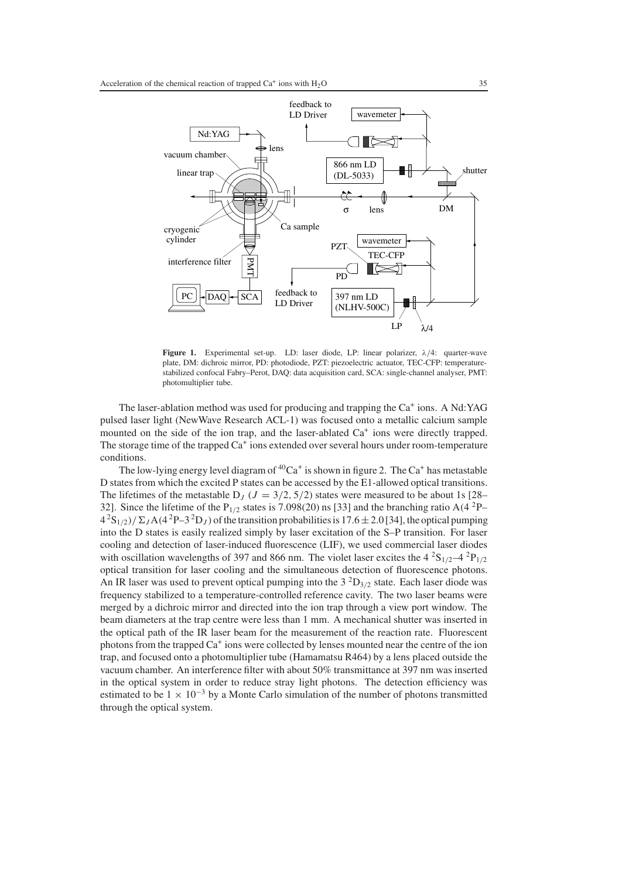feedback to LD Driver

wavemeter

Nd:YAG

lens

vacuum chamber

866 nm LD (DL-5033)

linear trap

shutter

σ

lens

DM

Ca sample

cryogenic cylinder

wavemeter

PZT

TEC-CFP

interference filter

PMT

PD

feedback to LD Driver

PC

DAQ

SCA

397 nm LD (NLHV-500C)

LP

λ/4

**Figure 1.** Experimental set-up. LD: laser diode, LP: linear polarizer, $\lambda/4$: quarter-wave plate, DM: dichroic mirror, PD: photodiode, PZT: piezoelectric actuator, TEC-CFP: temperature-stabilized confocal Fabry–Perot, DAQ: data acquisition card, SCA: single-channel analyser, PMT: photomultiplier tube.

The laser-ablation method was used for producing and trapping the $Ca^+$ ions. A Nd:YAG pulsed laser light (NewWave Research ACL-1) was focused onto a metallic calcium sample mounted on the side of the ion trap, and the laser-ablated $Ca^+$ ions were directly trapped. The storage time of the trapped $Ca^+$ ions extended over several hours under room-temperature conditions.

The low-lying energy level diagram of $^{40}Ca^+$ is shown in figure 2. The $Ca^+$ has metastable D states from which the excited P states can be accessed by the E1-allowed optical transitions. The lifetimes of the metastable $D_J$ ($J = 3/2, 5/2$) states were measured to be about 1s [28–32]. Since the lifetime of the $P_{1/2}$ states is 7.098(20) ns [33] and the branching ratio $A(4\,^2P–4\,^2S_{1/2})/\Sigma_J A(4\,^2P–3\,^2D_J)$ of the transition probabilities is $17.6 \pm 2.0$ [34], the optical pumping into the D states is easily realized simply by laser excitation of the S–P transition. For laser cooling and detection of laser-induced fluorescence (LIF), we used commercial laser diodes with oscillation wavelengths of 397 and 866 nm. The violet laser excites the $4\,^2S_{1/2}$–$4\,^2P_{1/2}$ optical transition for laser cooling and the simultaneous detection of fluorescence photons. An IR laser was used to prevent optical pumping into the $3\,^2D_{3/2}$ state. Each laser diode was frequency stabilized to a temperature-controlled reference cavity. The two laser beams were merged by a dichroic mirror and directed into the ion trap through a view port window. The beam diameters at the trap centre were less than 1 mm. A mechanical shutter was inserted in the optical path of the IR laser beam for the measurement of the reaction rate. Fluorescent photons from the trapped $Ca^+$ ions were collected by lenses mounted near the centre of the ion trap, and focused onto a photomultiplier tube (Hamamatsu R464) by a lens placed outside the vacuum chamber. An interference filter with about 50% transmittance at 397 nm was inserted in the optical system in order to reduce stray light photons. The detection efficiency was estimated to be $1 \times 10^{-3}$ by a Monte Carlo simulation of the number of photons transmitted through the optical system.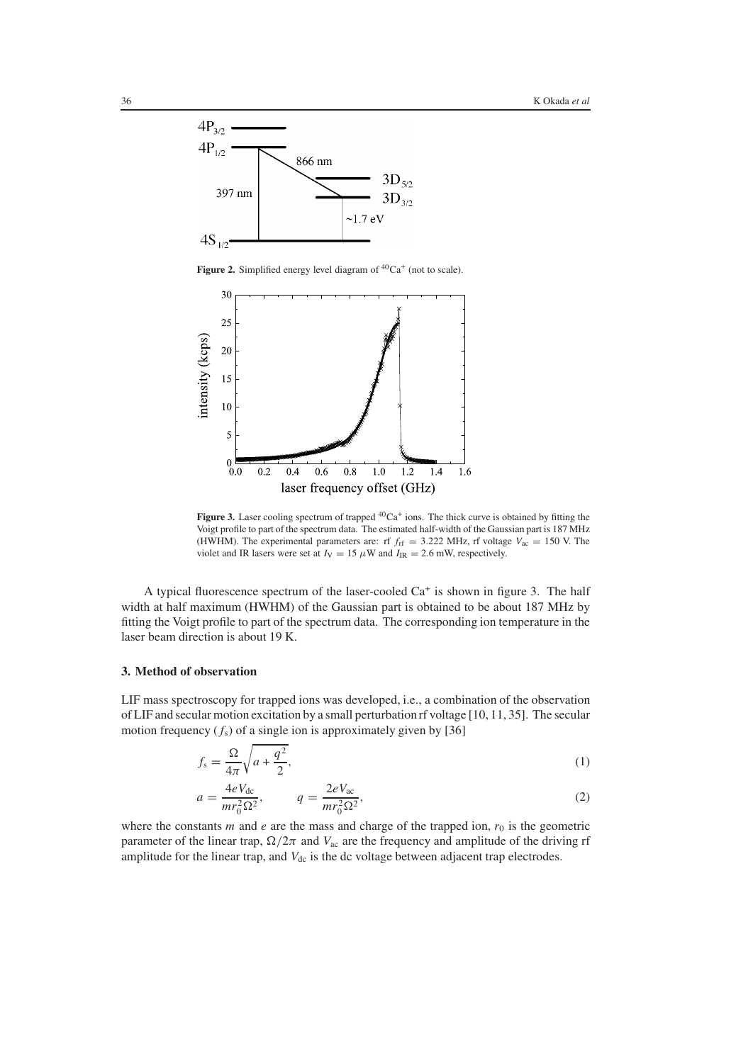$4P_{3/2}$

$4P_{1/2}$

866 nm

$3D_{5/2}$

397 nm

$3D_{3/2}$

~1.7 eV

$4S_{1/2}$

**Figure 2.** Simplified energy level diagram of $^{40}Ca^+$ (not to scale).

intensity (kcps)

30

25

20

15

10

5

0

0.0 0.2 0.4 0.6 0.8 1.0 1.2 1.4 1.6

laser frequency offset (GHz)

**Figure 3.** Laser cooling spectrum of trapped $^{40}Ca^+$ ions. The thick curve is obtained by fitting the Voigt profile to part of the spectrum data. The estimated half-width of the Gaussian part is 187 MHz (HWHM). The experimental parameters are: rf $f_{rf} = 3.222$ MHz, rf voltage $V_{ac} = 150$ V. The violet and IR lasers were set at $I_V = 15\ \mu$W and $I_{IR} = 2.6$ mW, respectively.

A typical fluorescence spectrum of the laser-cooled $Ca^+$ is shown in figure 3. The half width at half maximum (HWHM) of the Gaussian part is obtained to be about 187 MHz by fitting the Voigt profile to part of the spectrum data. The corresponding ion temperature in the laser beam direction is about 19 K.

### 3. Method of observation

LIF mass spectroscopy for trapped ions was developed, i.e., a combination of the observation of LIF and secular motion excitation by a small perturbation rf voltage [10, 11, 35]. The secular motion frequency ($f_s$) of a single ion is approximately given by [36]

$$f_s = \frac{\Omega}{4\pi}\sqrt{a + \frac{q^2}{2}}, \tag{1}$$

$$a = \frac{4eV_{dc}}{mr_0^2\Omega^2}, \qquad q = \frac{2eV_{ac}}{mr_0^2\Omega^2}, \tag{2}$$

where the constants $m$ and $e$ are the mass and charge of the trapped ion, $r_0$ is the geometric parameter of the linear trap, $\Omega/2\pi$ and $V_{ac}$ are the frequency and amplitude of the driving rf amplitude for the linear trap, and $V_{dc}$ is the dc voltage between adjacent trap electrodes.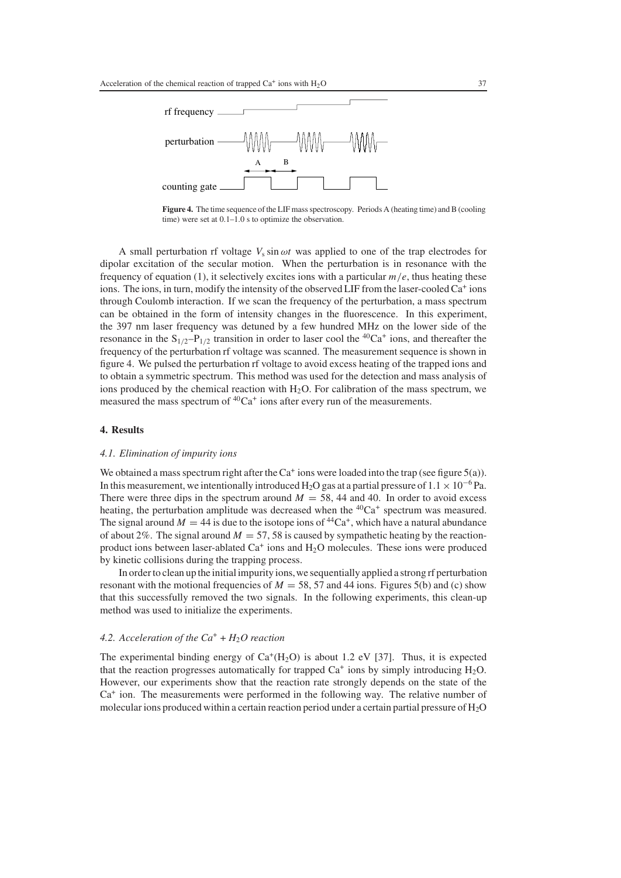rf frequency

perturbation

A B

counting gate

**Figure 4.** The time sequence of the LIF mass spectroscopy. Periods A (heating time) and B (cooling time) were set at 0.1–1.0 s to optimize the observation.

A small perturbation rf voltage $V_s \sin \omega t$ was applied to one of the trap electrodes for dipolar excitation of the secular motion. When the perturbation is in resonance with the frequency of equation (1), it selectively excites ions with a particular $m/e$, thus heating these ions. The ions, in turn, modify the intensity of the observed LIF from the laser-cooled $Ca^+$ ions through Coulomb interaction. If we scan the frequency of the perturbation, a mass spectrum can be obtained in the form of intensity changes in the fluorescence. In this experiment, the 397 nm laser frequency was detuned by a few hundred MHz on the lower side of the resonance in the $S_{1/2}$–$P_{1/2}$ transition in order to laser cool the $^{40}Ca^+$ ions, and thereafter the frequency of the perturbation rf voltage was scanned. The measurement sequence is shown in figure 4. We pulsed the perturbation rf voltage to avoid excess heating of the trapped ions and to obtain a symmetric spectrum. This method was used for the detection and mass analysis of ions produced by the chemical reaction with $H_2O$. For calibration of the mass spectrum, we measured the mass spectrum of $^{40}Ca^+$ ions after every run of the measurements.

## 4. Results

### *4.1. Elimination of impurity ions*

We obtained a mass spectrum right after the $Ca^+$ ions were loaded into the trap (see figure 5(a)). In this measurement, we intentionally introduced $H_2O$ gas at a partial pressure of $1.1 \times 10^{-6}$ Pa. There were three dips in the spectrum around $M = 58$, 44 and 40. In order to avoid excess heating, the perturbation amplitude was decreased when the $^{40}Ca^+$ spectrum was measured. The signal around $M = 44$ is due to the isotope ions of $^{44}Ca^+$, which have a natural abundance of about 2%. The signal around $M = 57, 58$ is caused by sympathetic heating by the reaction-product ions between laser-ablated $Ca^+$ ions and $H_2O$ molecules. These ions were produced by kinetic collisions during the trapping process.

In order to clean up the initial impurity ions, we sequentially applied a strong rf perturbation resonant with the motional frequencies of $M = 58$, 57 and 44 ions. Figures 5(b) and (c) show that this successfully removed the two signals. In the following experiments, this clean-up method was used to initialize the experiments.

### *4.2. Acceleration of the $Ca^+ + H_2O$ reaction*

The experimental binding energy of $Ca^+(H_2O)$ is about 1.2 eV [37]. Thus, it is expected that the reaction progresses automatically for trapped $Ca^+$ ions by simply introducing $H_2O$. However, our experiments show that the reaction rate strongly depends on the state of the $Ca^+$ ion. The measurements were performed in the following way. The relative number of molecular ions produced within a certain reaction period under a certain partial pressure of $H_2O$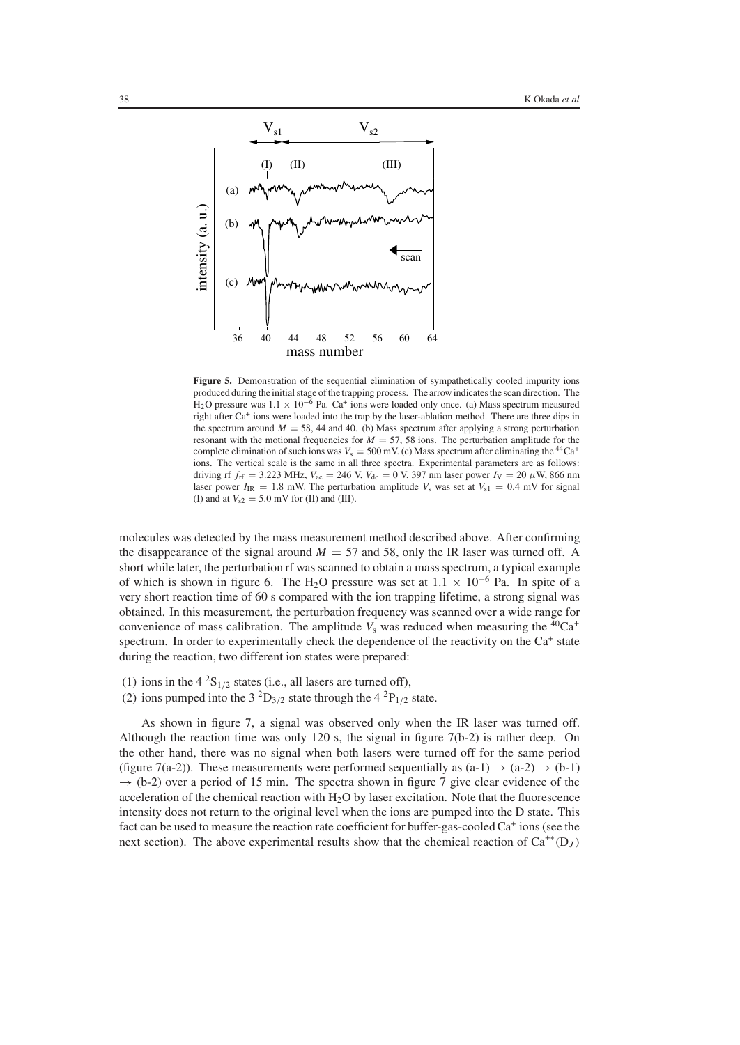V$_{s1}$ V$_{s2}$

(I) (II) (III)

(a)

(b)

(c)

scan

intensity (a. u.)

36 40 44 48 52 56 60 64

mass number

**Figure 5.** Demonstration of the sequential elimination of sympathetically cooled impurity ions produced during the initial stage of the trapping process. The arrow indicates the scan direction. The $H_2O$ pressure was $1.1 \times 10^{-6}$ Pa. $Ca^+$ ions were loaded only once. (a) Mass spectrum measured right after $Ca^+$ ions were loaded into the trap by the laser-ablation method. There are three dips in the spectrum around $M = 58$, 44 and 40. (b) Mass spectrum after applying a strong perturbation resonant with the motional frequencies for $M = 57$, 58 ions. The perturbation amplitude for the complete elimination of such ions was $V_s = 500$ mV. (c) Mass spectrum after eliminating the $^{44}Ca^+$ ions. The vertical scale is the same in all three spectra. Experimental parameters are as follows: driving rf $f_{rf} = 3.223$ MHz, $V_{ac} = 246$ V, $V_{dc} = 0$ V, 397 nm laser power $I_V = 20$ $\mu$W, 866 nm laser power $I_{IR} = 1.8$ mW. The perturbation amplitude $V_s$ was set at $V_{s1} = 0.4$ mV for signal (I) and at $V_{s2} = 5.0$ mV for (II) and (III).

molecules was detected by the mass measurement method described above. After confirming the disappearance of the signal around $M = 57$ and 58, only the IR laser was turned off. A short while later, the perturbation rf was scanned to obtain a mass spectrum, a typical example of which is shown in figure 6. The $H_2O$ pressure was set at $1.1 \times 10^{-6}$ Pa. In spite of a very short reaction time of 60 s compared with the ion trapping lifetime, a strong signal was obtained. In this measurement, the perturbation frequency was scanned over a wide range for convenience of mass calibration. The amplitude $V_s$ was reduced when measuring the $^{40}Ca^+$ spectrum. In order to experimentally check the dependence of the reactivity on the $Ca^+$ state during the reaction, two different ion states were prepared:

(1) ions in the 4 $^2S_{1/2}$ states (i.e., all lasers are turned off),
(2) ions pumped into the 3 $^2D_{3/2}$ state through the 4 $^2P_{1/2}$ state.

As shown in figure 7, a signal was observed only when the IR laser was turned off. Although the reaction time was only 120 s, the signal in figure 7(b-2) is rather deep. On the other hand, there was no signal when both lasers were turned off for the same period (figure 7(a-2)). These measurements were performed sequentially as (a-1) $\rightarrow$ (a-2) $\rightarrow$ (b-1) $\rightarrow$ (b-2) over a period of 15 min. The spectra shown in figure 7 give clear evidence of the acceleration of the chemical reaction with $H_2O$ by laser excitation. Note that the fluorescence intensity does not return to the original level when the ions are pumped into the D state. This fact can be used to measure the reaction rate coefficient for buffer-gas-cooled $Ca^+$ ions (see the next section). The above experimental results show that the chemical reaction of $Ca^{+*}(D_J)$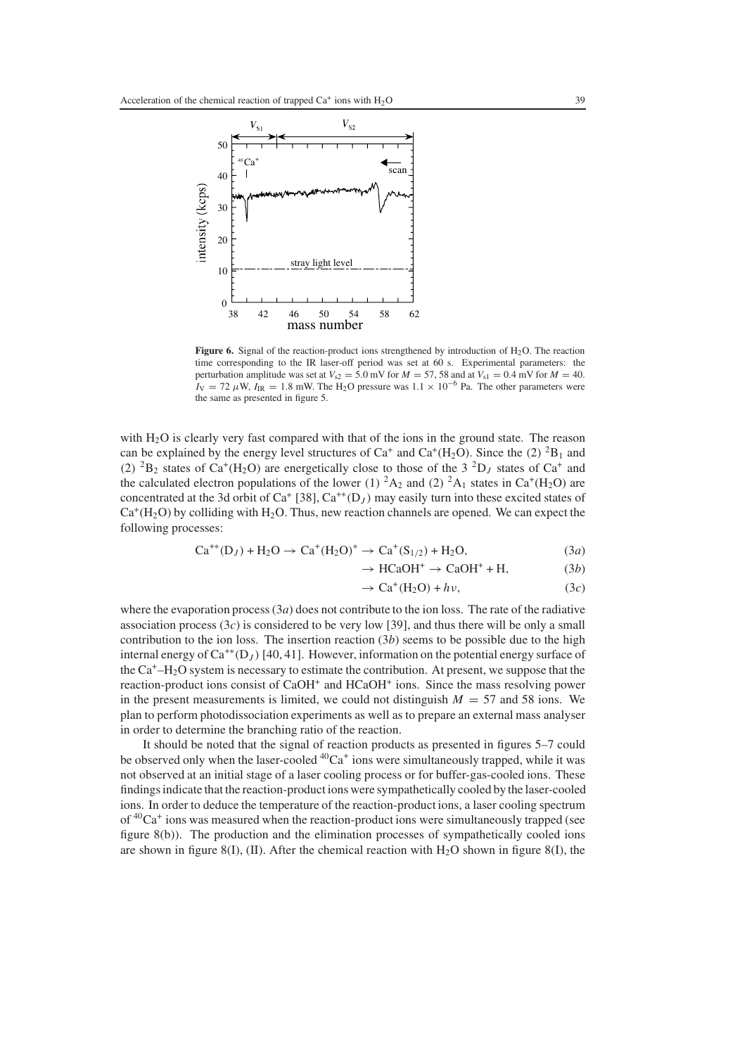$V_{s1}$

$V_{s2}$

50

40

30

20

10

0

$^{40}Ca^+$

scan

intensity (kcps)

stray light level

38 42 46 50 54 58 62

mass number

**Figure 6.** Signal of the reaction-product ions strengthened by introduction of $H_2O$. The reaction time corresponding to the IR laser-off period was set at 60 s. Experimental parameters: the perturbation amplitude was set at $V_{s2} = 5.0$ mV for $M = 57, 58$ and at $V_{s1} = 0.4$ mV for $M = 40$. $I_V = 72$ $\mu$W, $I_{IR} = 1.8$ mW. The $H_2O$ pressure was $1.1 \times 10^{-6}$ Pa. The other parameters were the same as presented in figure 5.

with $H_2O$ is clearly very fast compared with that of the ions in the ground state. The reason can be explained by the energy level structures of $Ca^+$ and $Ca^+(H_2O)$. Since the (2) $^2B_1$ and (2) $^2B_2$ states of $Ca^+(H_2O)$ are energetically close to those of the 3 $^2D_J$ states of $Ca^+$ and the calculated electron populations of the lower (1) $^2A_2$ and (2) $^2A_1$ states in $Ca^+(H_2O)$ are concentrated at the 3d orbit of $Ca^+$ [38], $Ca^{+*}(D_J)$ may easily turn into these excited states of $Ca^+(H_2O)$ by colliding with $H_2O$. Thus, new reaction channels are opened. We can expect the following processes:

$$Ca^{+*}(D_J) + H_2O \rightarrow Ca^+(H_2O)^* \rightarrow Ca^+(S_{1/2}) + H_2O, \tag{3a}$$

$$\rightarrow HCaOH^+ \rightarrow CaOH^+ + H, \tag{3b}$$

$$\rightarrow Ca^+(H_2O) + h\nu, \tag{3c}$$

where the evaporation process (3*a*) does not contribute to the ion loss. The rate of the radiative association process (3*c*) is considered to be very low [39], and thus there will be only a small contribution to the ion loss. The insertion reaction (3*b*) seems to be possible due to the high internal energy of $Ca^{+*}(D_J)$ [40, 41]. However, information on the potential energy surface of the $Ca^+$–$H_2O$ system is necessary to estimate the contribution. At present, we suppose that the reaction-product ions consist of $CaOH^+$ and $HCaOH^+$ ions. Since the mass resolving power in the present measurements is limited, we could not distinguish $M = 57$ and 58 ions. We plan to perform photodissociation experiments as well as to prepare an external mass analyser in order to determine the branching ratio of the reaction.

It should be noted that the signal of reaction products as presented in figures 5–7 could be observed only when the laser-cooled $^{40}Ca^+$ ions were simultaneously trapped, while it was not observed at an initial stage of a laser cooling process or for buffer-gas-cooled ions. These findings indicate that the reaction-product ions were sympathetically cooled by the laser-cooled ions. In order to deduce the temperature of the reaction-product ions, a laser cooling spectrum of $^{40}Ca^+$ ions was measured when the reaction-product ions were simultaneously trapped (see figure 8(b)). The production and the elimination processes of sympathetically cooled ions are shown in figure 8(I), (II). After the chemical reaction with $H_2O$ shown in figure 8(I), the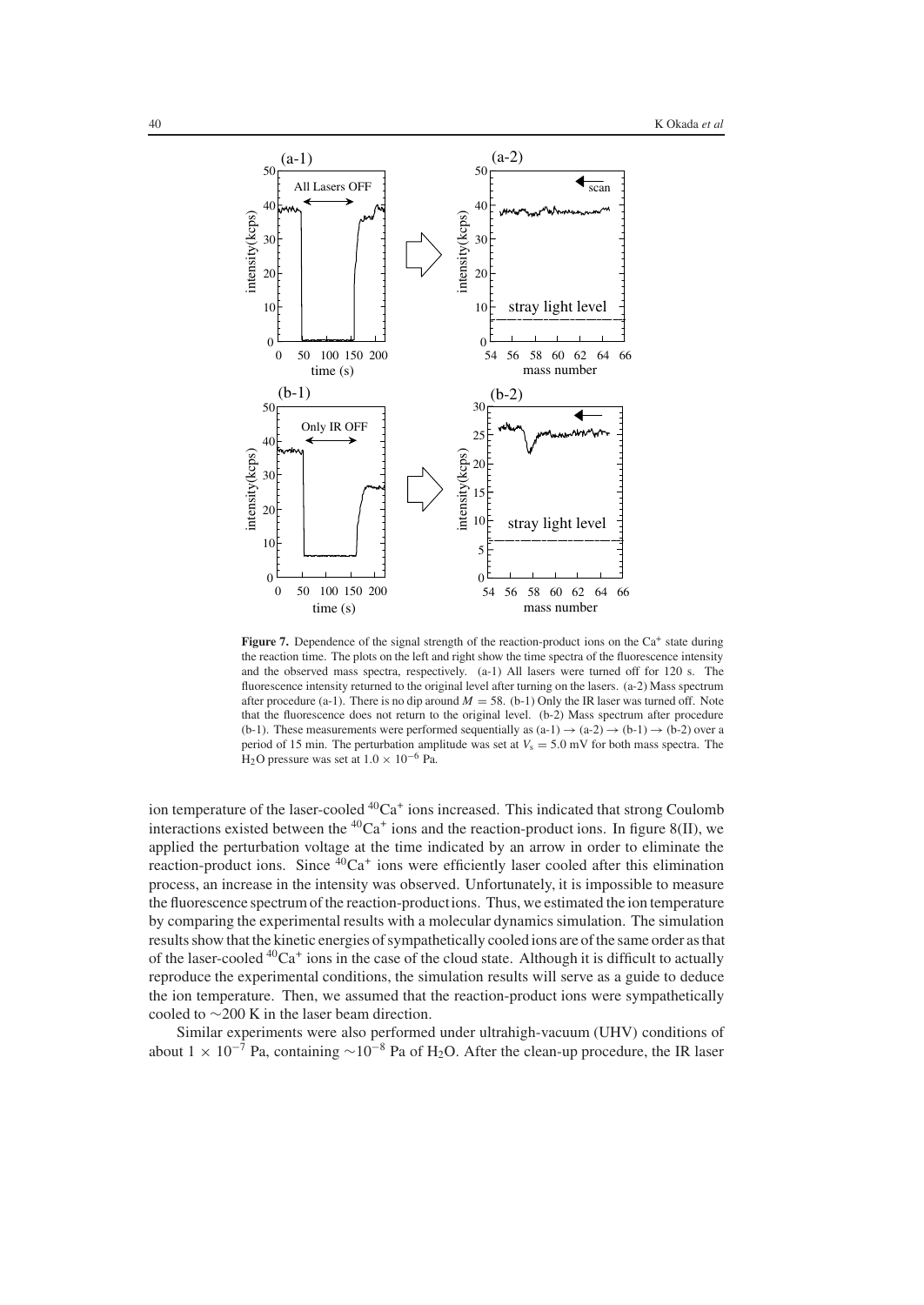(a-1)

All Lasers OFF

intensity(kcps)

50
40
30
20
10
0

0 50 100 150 200

time (s)

(a-2)

scan

intensity(kcps)

50
40
30
20
10
0

stray light level

54 56 58 60 62 64 66

mass number

(b-1)

Only IR OFF

intensity(kcps)

50
40
30
20
10
0

0 50 100 150 200

time (s)

(b-2)

intensity(kcps)

30
25
20
15
10
5
0

stray light level

54 56 58 60 62 64 66

mass number

**Figure 7.** Dependence of the signal strength of the reaction-product ions on the $Ca^+$ state during the reaction time. The plots on the left and right show the time spectra of the fluorescence intensity and the observed mass spectra, respectively. (a-1) All lasers were turned off for 120 s. The fluorescence intensity returned to the original level after turning on the lasers. (a-2) Mass spectrum after procedure (a-1). There is no dip around $M = 58$. (b-1) Only the IR laser was turned off. Note that the fluorescence does not return to the original level. (b-2) Mass spectrum after procedure (b-1). These measurements were performed sequentially as (a-1) → (a-2) → (b-1) → (b-2) over a period of 15 min. The perturbation amplitude was set at $V_s = 5.0$ mV for both mass spectra. The $H_2O$ pressure was set at $1.0 \times 10^{-6}$ Pa.

ion temperature of the laser-cooled $^{40}Ca^+$ ions increased. This indicated that strong Coulomb interactions existed between the $^{40}Ca^+$ ions and the reaction-product ions. In figure 8(II), we applied the perturbation voltage at the time indicated by an arrow in order to eliminate the reaction-product ions. Since $^{40}Ca^+$ ions were efficiently laser cooled after this elimination process, an increase in the intensity was observed. Unfortunately, it is impossible to measure the fluorescence spectrum of the reaction-product ions. Thus, we estimated the ion temperature by comparing the experimental results with a molecular dynamics simulation. The simulation results show that the kinetic energies of sympathetically cooled ions are of the same order as that of the laser-cooled $^{40}Ca^+$ ions in the case of the cloud state. Although it is difficult to actually reproduce the experimental conditions, the simulation results will serve as a guide to deduce the ion temperature. Then, we assumed that the reaction-product ions were sympathetically cooled to ∼200 K in the laser beam direction.

Similar experiments were also performed under ultrahigh-vacuum (UHV) conditions of about $1 \times 10^{-7}$ Pa, containing $\sim 10^{-8}$ Pa of $H_2O$. After the clean-up procedure, the IR laser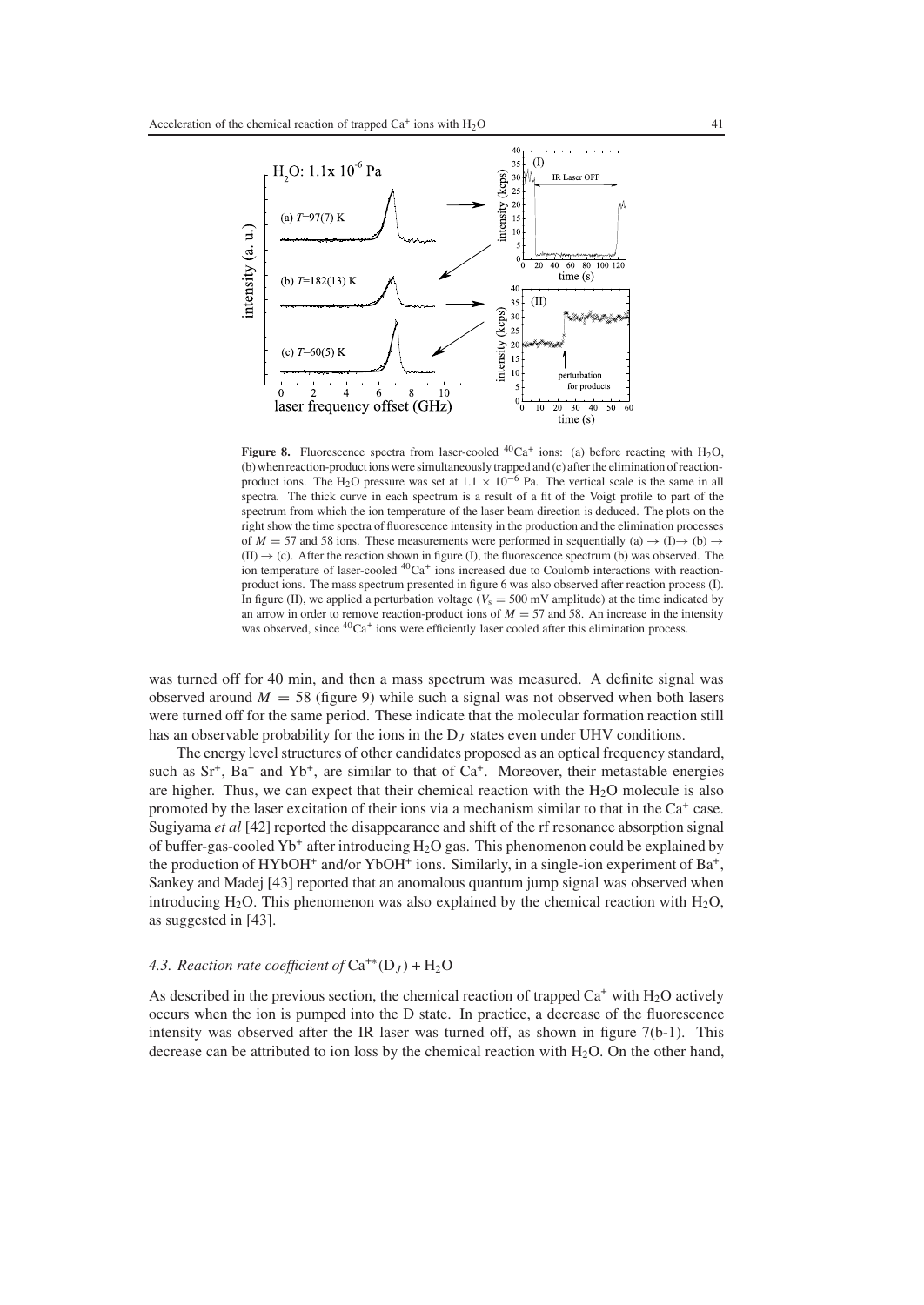H$_2$O: 1.1x 10$^{-6}$ Pa

(a) $T$=97(7) K

(b) $T$=182(13) K

(c) $T$=60(5) K

intensity (a. u.)

laser frequency offset (GHz)

0 2 4 6 8 10

(I)

IR Laser OFF

intensity (kcps)

time (s)

0 20 40 60 80 100 120

(II)

perturbation for products

intensity (kcps)

time (s)

0 10 20 30 40 50 60

**Figure 8.** Fluorescence spectra from laser-cooled $^{40}Ca^+$ ions: (a) before reacting with $H_2O$, (b) when reaction-product ions were simultaneously trapped and (c) after the elimination of reaction-product ions. The $H_2O$ pressure was set at $1.1 \times 10^{-6}$ Pa. The vertical scale is the same in all spectra. The thick curve in each spectrum is a result of a fit of the Voigt profile to part of the spectrum from which the ion temperature of the laser beam direction is deduced. The plots on the right show the time spectra of fluorescence intensity in the production and the elimination processes of $M = 57$ and 58 ions. These measurements were performed in sequentially (a) $\rightarrow$ (I)$\rightarrow$ (b) $\rightarrow$ (II) $\rightarrow$ (c). After the reaction shown in figure (I), the fluorescence spectrum (b) was observed. The ion temperature of laser-cooled $^{40}Ca^+$ ions increased due to Coulomb interactions with reaction-product ions. The mass spectrum presented in figure 6 was also observed after reaction process (I). In figure (II), we applied a perturbation voltage ($V_s = 500$ mV amplitude) at the time indicated by an arrow in order to remove reaction-product ions of $M = 57$ and 58. An increase in the intensity was observed, since $^{40}Ca^+$ ions were efficiently laser cooled after this elimination process.

was turned off for 40 min, and then a mass spectrum was measured. A definite signal was observed around $M = 58$ (figure 9) while such a signal was not observed when both lasers were turned off for the same period. These indicate that the molecular formation reaction still has an observable probability for the ions in the $D_J$ states even under UHV conditions.

The energy level structures of other candidates proposed as an optical frequency standard, such as $Sr^+$, $Ba^+$ and $Yb^+$, are similar to that of $Ca^+$. Moreover, their metastable energies are higher. Thus, we can expect that their chemical reaction with the $H_2O$ molecule is also promoted by the laser excitation of their ions via a mechanism similar to that in the $Ca^+$ case. Sugiyama *et al* [42] reported the disappearance and shift of the rf resonance absorption signal of buffer-gas-cooled $Yb^+$ after introducing $H_2O$ gas. This phenomenon could be explained by the production of $HYbOH^+$ and/or $YbOH^+$ ions. Similarly, in a single-ion experiment of $Ba^+$, Sankey and Madej [43] reported that an anomalous quantum jump signal was observed when introducing $H_2O$. This phenomenon was also explained by the chemical reaction with $H_2O$, as suggested in [43].

### 4.3. Reaction rate coefficient of $Ca^{+*}(D_J) + H_2O$

As described in the previous section, the chemical reaction of trapped $Ca^+$ with $H_2O$ actively occurs when the ion is pumped into the D state. In practice, a decrease of the fluorescence intensity was observed after the IR laser was turned off, as shown in figure 7(b-1). This decrease can be attributed to ion loss by the chemical reaction with $H_2O$. On the other hand,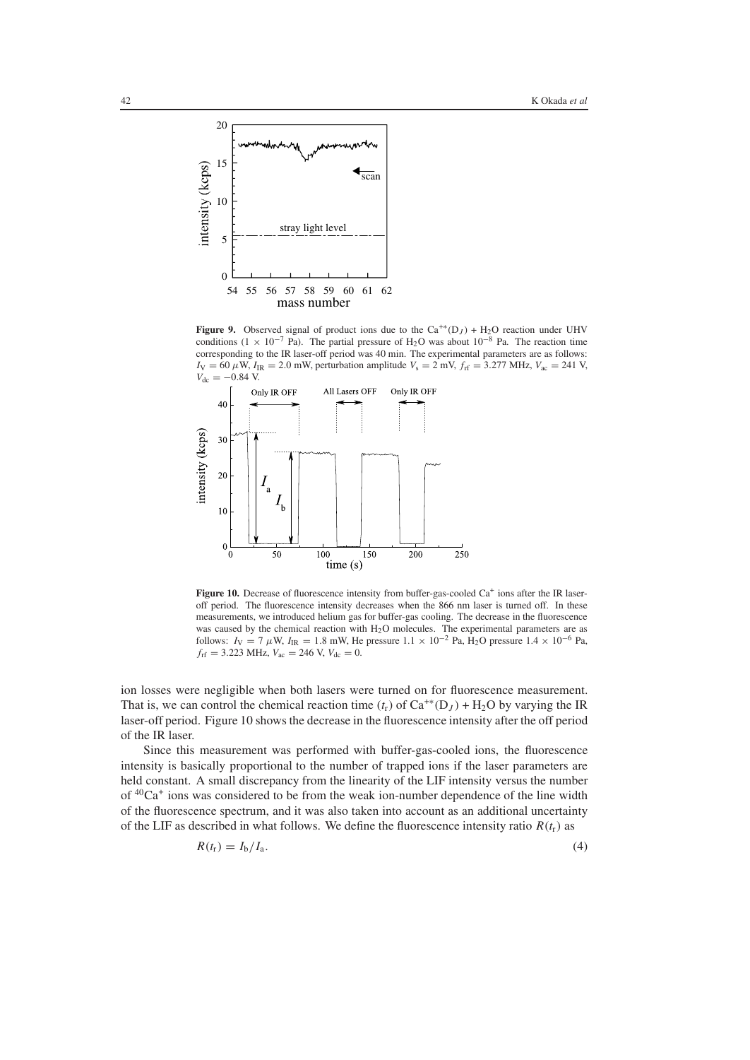20

15

10

5

0

intensity (kcps)

scan

stray light level

54 55 56 57 58 59 60 61 62

mass number

**Figure 9.** Observed signal of product ions due to the $Ca^{+*}(D_J) + H_2O$ reaction under UHV conditions ($1 \times 10^{-7}$ Pa). The partial pressure of $H_2O$ was about $10^{-8}$ Pa. The reaction time corresponding to the IR laser-off period was 40 min. The experimental parameters are as follows: $I_V = 60\ \mu$W, $I_{IR} = 2.0$ mW, perturbation amplitude $V_s = 2$ mV, $f_{rf} = 3.277$ MHz, $V_{ac} = 241$ V, $V_{dc} = -0.84$ V.

Only IR OFF

All Lasers OFF

Only IR OFF

40

30

20

10

0

intensity (kcps)

$I_a$

$I_b$

0 50 100 150 200 250

time (s)

**Figure 10.** Decrease of fluorescence intensity from buffer-gas-cooled $Ca^+$ ions after the IR laser-off period. The fluorescence intensity decreases when the 866 nm laser is turned off. In these measurements, we introduced helium gas for buffer-gas cooling. The decrease in the fluorescence was caused by the chemical reaction with $H_2O$ molecules. The experimental parameters are as follows: $I_V = 7\ \mu$W, $I_{IR} = 1.8$ mW, He pressure $1.1 \times 10^{-2}$ Pa, $H_2O$ pressure $1.4 \times 10^{-6}$ Pa, $f_{rf} = 3.223$ MHz, $V_{ac} = 246$ V, $V_{dc} = 0$.

ion losses were negligible when both lasers were turned on for fluorescence measurement. That is, we can control the chemical reaction time ($t_r$) of $Ca^{+*}(D_J) + H_2O$ by varying the IR laser-off period. Figure 10 shows the decrease in the fluorescence intensity after the off period of the IR laser.

Since this measurement was performed with buffer-gas-cooled ions, the fluorescence intensity is basically proportional to the number of trapped ions if the laser parameters are held constant. A small discrepancy from the linearity of the LIF intensity versus the number of $^{40}Ca^+$ ions was considered to be from the weak ion-number dependence of the line width of the fluorescence spectrum, and it was also taken into account as an additional uncertainty of the LIF as described in what follows. We define the fluorescence intensity ratio $R(t_r)$ as

$$R(t_r) = I_b/I_a. \tag{4}$$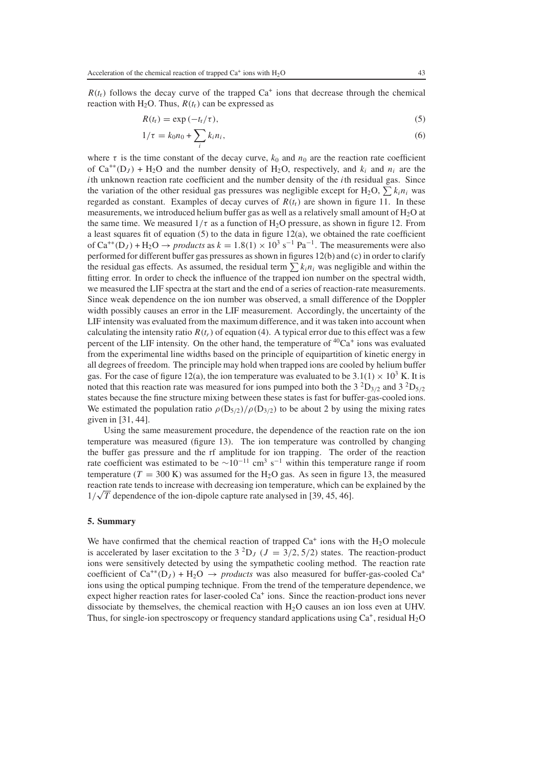$R(t_r)$ follows the decay curve of the trapped $Ca^+$ ions that decrease through the chemical reaction with $H_2O$. Thus, $R(t_r)$ can be expressed as

$$R(t_r) = \exp(-t_r/\tau), \tag{5}$$

$$1/\tau = k_0 n_0 + \sum_i k_i n_i, \tag{6}$$

where $\tau$ is the time constant of the decay curve, $k_0$ and $n_0$ are the reaction rate coefficient of $Ca^{+*}(D_J)$ + $H_2O$ and the number density of $H_2O$, respectively, and $k_i$ and $n_i$ are the $i$th unknown reaction rate coefficient and the number density of the $i$th residual gas. Since the variation of the other residual gas pressures was negligible except for $H_2O$, $\sum k_i n_i$ was regarded as constant. Examples of decay curves of $R(t_r)$ are shown in figure 11. In these measurements, we introduced helium buffer gas as well as a relatively small amount of $H_2O$ at the same time. We measured $1/\tau$ as a function of $H_2O$ pressure, as shown in figure 12. From a least squares fit of equation (5) to the data in figure 12(a), we obtained the rate coefficient of $Ca^{+*}(D_J) + H_2O \rightarrow$ *products* as $k = 1.8(1) \times 10^3$ $s^{-1}$ $Pa^{-1}$. The measurements were also performed for different buffer gas pressures as shown in figures 12(b) and (c) in order to clarify the residual gas effects. As assumed, the residual term $\sum k_i n_i$ was negligible and within the fitting error. In order to check the influence of the trapped ion number on the spectral width, we measured the LIF spectra at the start and the end of a series of reaction-rate measurements. Since weak dependence on the ion number was observed, a small difference of the Doppler width possibly causes an error in the LIF measurement. Accordingly, the uncertainty of the LIF intensity was evaluated from the maximum difference, and it was taken into account when calculating the intensity ratio $R(t_r)$ of equation (4). A typical error due to this effect was a few percent of the LIF intensity. On the other hand, the temperature of $^{40}Ca^+$ ions was evaluated from the experimental line widths based on the principle of equipartition of kinetic energy in all degrees of freedom. The principle may hold when trapped ions are cooled by helium buffer gas. For the case of figure 12(a), the ion temperature was evaluated to be $3.1(1) \times 10^3$ K. It is noted that this reaction rate was measured for ions pumped into both the 3 $^2D_{3/2}$ and 3 $^2D_{5/2}$ states because the fine structure mixing between these states is fast for buffer-gas-cooled ions. We estimated the population ratio $\rho(D_{5/2})/\rho(D_{3/2})$ to be about 2 by using the mixing rates given in [31, 44].

Using the same measurement procedure, the dependence of the reaction rate on the ion temperature was measured (figure 13). The ion temperature was controlled by changing the buffer gas pressure and the rf amplitude for ion trapping. The order of the reaction rate coefficient was estimated to be $\sim 10^{-11}$ $cm^3$ $s^{-1}$ within this temperature range if room temperature ($T = 300$ K) was assumed for the $H_2O$ gas. As seen in figure 13, the measured reaction rate tends to increase with decreasing ion temperature, which can be explained by the $1/\sqrt{T}$ dependence of the ion-dipole capture rate analysed in [39, 45, 46].

## 5. Summary

We have confirmed that the chemical reaction of trapped $Ca^+$ ions with the $H_2O$ molecule is accelerated by laser excitation to the 3 $^2D_J$ ($J = 3/2, 5/2$) states. The reaction-product ions were sensitively detected by using the sympathetic cooling method. The reaction rate coefficient of $Ca^{+*}(D_J) + H_2O \rightarrow$ *products* was also measured for buffer-gas-cooled $Ca^+$ ions using the optical pumping technique. From the trend of the temperature dependence, we expect higher reaction rates for laser-cooled $Ca^+$ ions. Since the reaction-product ions never dissociate by themselves, the chemical reaction with $H_2O$ causes an ion loss even at UHV. Thus, for single-ion spectroscopy or frequency standard applications using $Ca^+$, residual $H_2O$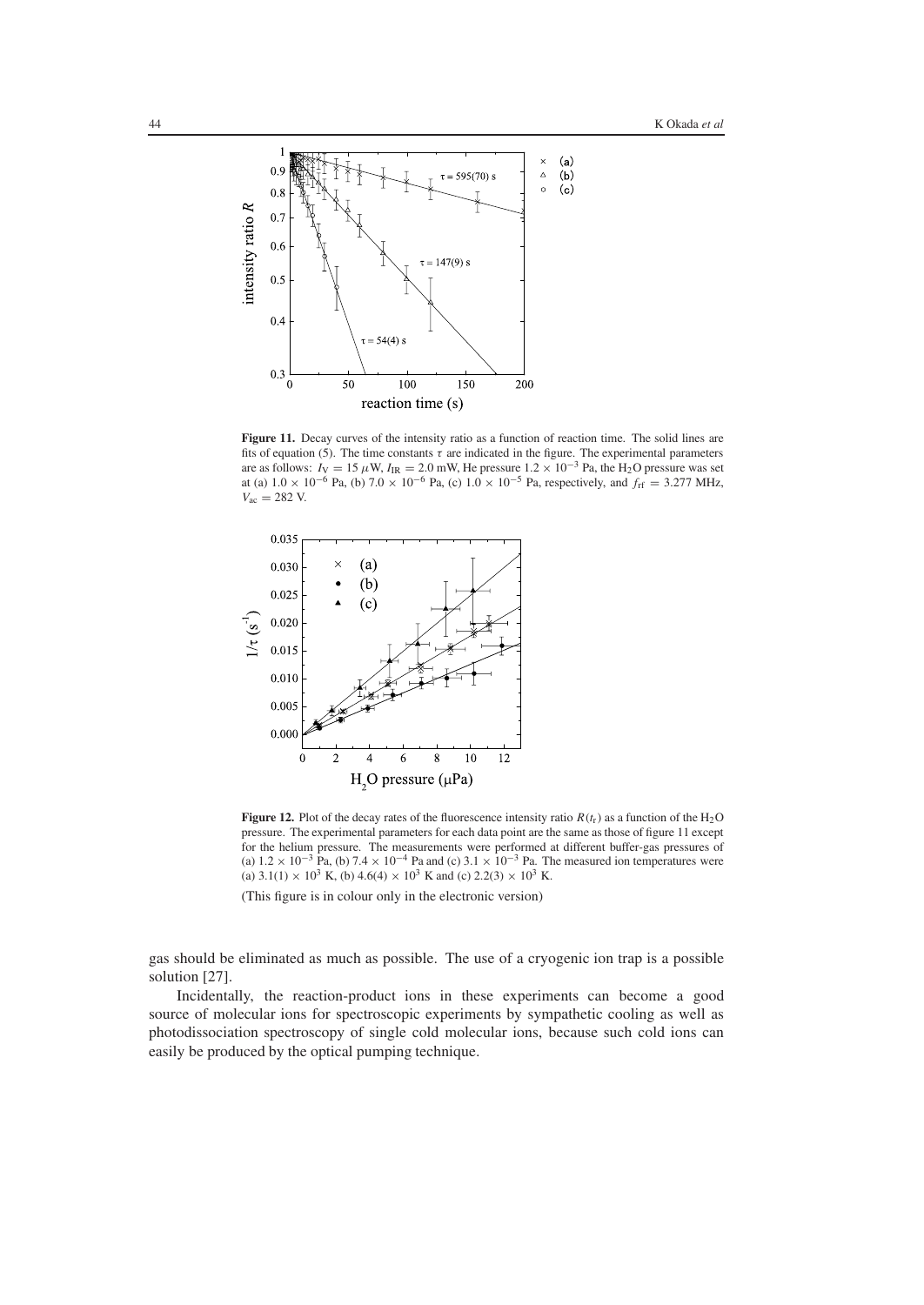1
0.9
0.8
0.7
0.6
0.5
0.4
0.3

intensity ratio $R$

0
50
100
150
200

reaction time (s)

τ = 595(70) s

τ = 147(9) s

τ = 54(4) s

× (a)
△ (b)
○ (c)

**Figure 11.** Decay curves of the intensity ratio as a function of reaction time. The solid lines are fits of equation (5). The time constants $\tau$ are indicated in the figure. The experimental parameters are as follows: $I_V = 15\ \mu W$, $I_{IR} = 2.0$ mW, He pressure $1.2 \times 10^{-3}$ Pa, the $H_2O$ pressure was set at (a) $1.0 \times 10^{-6}$ Pa, (b) $7.0 \times 10^{-6}$ Pa, (c) $1.0 \times 10^{-5}$ Pa, respectively, and $f_{rf} = 3.277$ MHz, $V_{ac} = 282$ V.

0.035
0.030
0.025
0.020
0.015
0.010
0.005
0.000

$1/\tau\ (s^{-1})$

0
2
4
6
8
10
12

$H_2O$ pressure (μPa)

× (a)
• (b)
▲ (c)

**Figure 12.** Plot of the decay rates of the fluorescence intensity ratio $R(t_r)$ as a function of the $H_2O$ pressure. The experimental parameters for each data point are the same as those of figure 11 except for the helium pressure. The measurements were performed at different buffer-gas pressures of (a) $1.2 \times 10^{-3}$ Pa, (b) $7.4 \times 10^{-4}$ Pa and (c) $3.1 \times 10^{-3}$ Pa. The measured ion temperatures were (a) $3.1(1) \times 10^3$ K, (b) $4.6(4) \times 10^3$ K and (c) $2.2(3) \times 10^3$ K.

(This figure is in colour only in the electronic version)

gas should be eliminated as much as possible. The use of a cryogenic ion trap is a possible solution [27].

Incidentally, the reaction-product ions in these experiments can become a good source of molecular ions for spectroscopic experiments by sympathetic cooling as well as photodissociation spectroscopy of single cold molecular ions, because such cold ions can easily be produced by the optical pumping technique.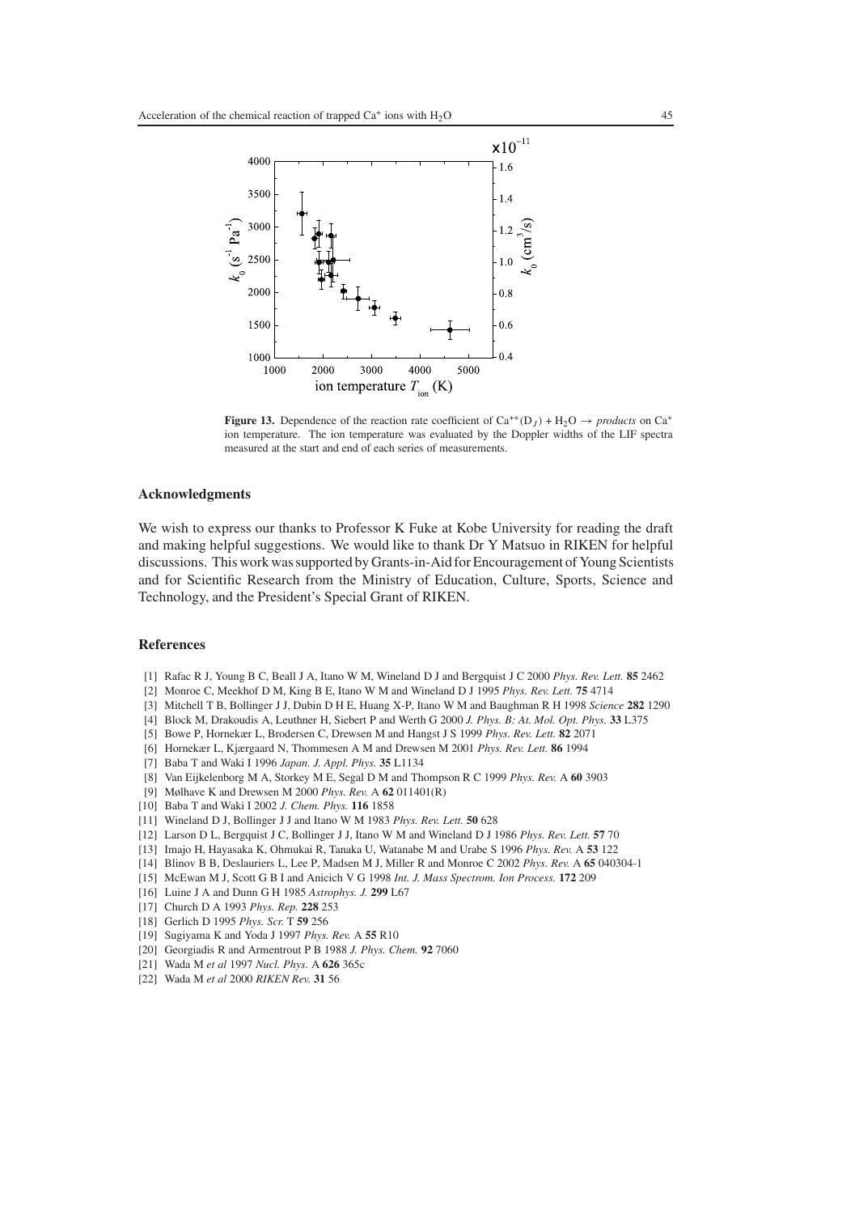x10$^{-11}$

4000
3500
3000
2500
2000
1500
1000

1.6
1.4
1.2
1.0
0.8
0.6
0.4

$k_0$ (s$^{-1}$ Pa$^{-1}$)

$k_0$ (cm$^3$/s)

1000 2000 3000 4000 5000

ion temperature $T_{ion}$ (K)

**Figure 13.** Dependence of the reaction rate coefficient of $Ca^{+*}(D_J) + H_2O \rightarrow$ *products* on $Ca^+$ ion temperature. The ion temperature was evaluated by the Doppler widths of the LIF spectra measured at the start and end of each series of measurements.

## Acknowledgments

We wish to express our thanks to Professor K Fuke at Kobe University for reading the draft and making helpful suggestions. We would like to thank Dr Y Matsuo in RIKEN for helpful discussions. This work was supported by Grants-in-Aid for Encouragement of Young Scientists and for Scientific Research from the Ministry of Education, Culture, Sports, Science and Technology, and the President's Special Grant of RIKEN.

## References

[1] Rafac R J, Young B C, Beall J A, Itano W M, Wineland D J and Bergquist J C 2000 *Phys. Rev. Lett.* **85** 2462
[2] Monroe C, Meekhof D M, King B E, Itano W M and Wineland D J 1995 *Phys. Rev. Lett.* **75** 4714
[3] Mitchell T B, Bollinger J J, Dubin D H E, Huang X-P, Itano W M and Baughman R H 1998 *Science* **282** 1290
[4] Block M, Drakoudis A, Leuthner H, Siebert P and Werth G 2000 *J. Phys. B: At. Mol. Opt. Phys.* **33** L375
[5] Bowe P, Hornekær L, Brodersen C, Drewsen M and Hangst J S 1999 *Phys. Rev. Lett.* **82** 2071
[6] Hornekær L, Kjærgaard N, Thommesen A M and Drewsen M 2001 *Phys. Rev. Lett.* **86** 1994
[7] Baba T and Waki I 1996 *Japan. J. Appl. Phys.* **35** L1134
[8] Van Eijkelenborg M A, Storkey M E, Segal D M and Thompson R C 1999 *Phys. Rev.* A **60** 3903
[9] Mølhave K and Drewsen M 2000 *Phys. Rev.* A **62** 011401(R)
[10] Baba T and Waki I 2002 *J. Chem. Phys.* **116** 1858
[11] Wineland D J, Bollinger J J and Itano W M 1983 *Phys. Rev. Lett.* **50** 628
[12] Larson D L, Bergquist J C, Bollinger J J, Itano W M and Wineland D J 1986 *Phys. Rev. Lett.* **57** 70
[13] Imajo H, Hayasaka K, Ohmukai R, Tanaka U, Watanabe M and Urabe S 1996 *Phys. Rev.* A **53** 122
[14] Blinov B B, Deslauriers L, Lee P, Madsen M J, Miller R and Monroe C 2002 *Phys. Rev.* A **65** 040304-1
[15] McEwan M J, Scott G B I and Anicich V G 1998 *Int. J. Mass Spectrom. Ion Process.* **172** 209
[16] Luine J A and Dunn G H 1985 *Astrophys. J.* **299** L67
[17] Church D A 1993 *Phys. Rep.* **228** 253
[18] Gerlich D 1995 *Phys. Scr.* T **59** 256
[19] Sugiyama K and Yoda J 1997 *Phys. Rev.* A **55** R10
[20] Georgiadis R and Armentrout P B 1988 *J. Phys. Chem.* **92** 7060
[21] Wada M *et al* 1997 *Nucl. Phys.* A **626** 365c
[22] Wada M *et al* 2000 *RIKEN Rev.* **31** 56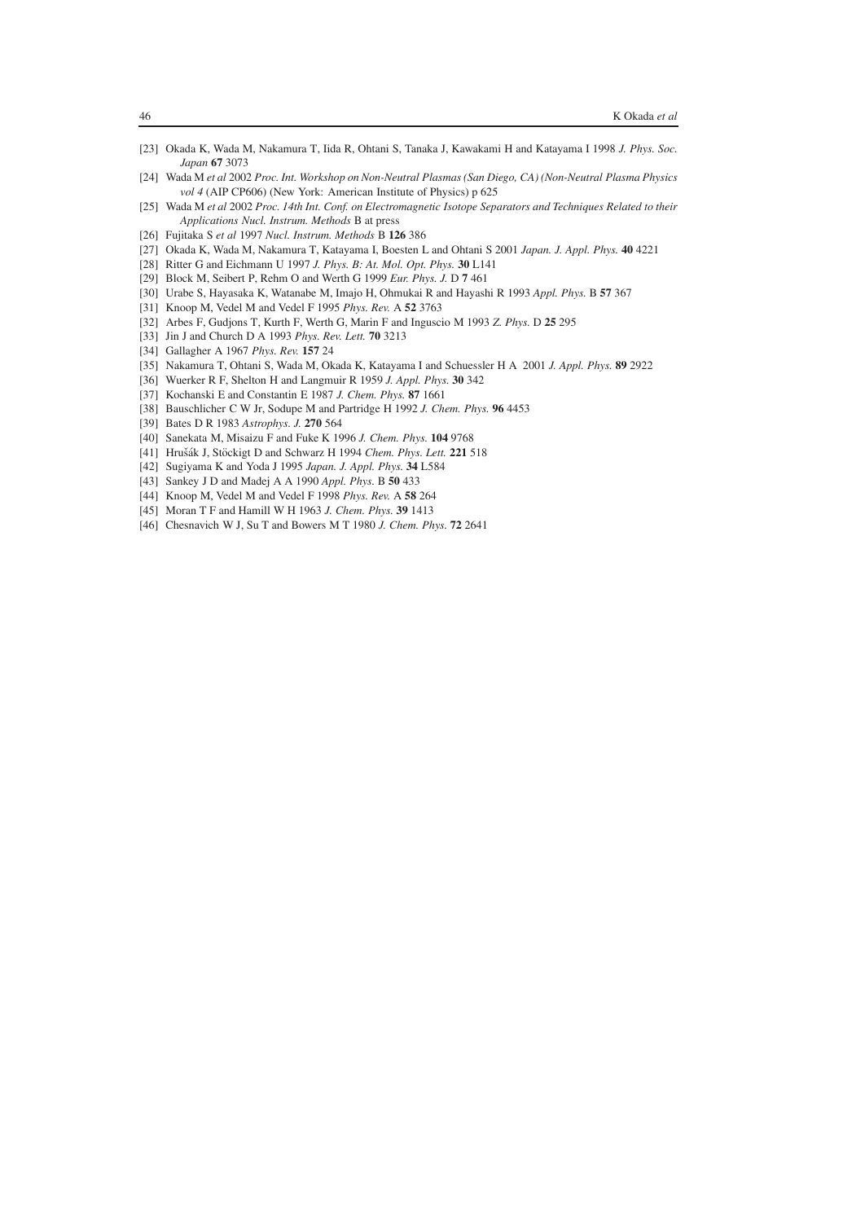[23] Okada K, Wada M, Nakamura T, Iida R, Ohtani S, Tanaka J, Kawakami H and Katayama I 1998 *J. Phys. Soc. Japan* **67** 3073

[24] Wada M *et al* 2002 *Proc. Int. Workshop on Non-Neutral Plasmas (San Diego, CA) (Non-Neutral Plasma Physics vol 4* (AIP CP606) (New York: American Institute of Physics) p 625

[25] Wada M *et al* 2002 *Proc. 14th Int. Conf. on Electromagnetic Isotope Separators and Techniques Related to their Applications Nucl. Instrum. Methods* B at press

[26] Fujitaka S *et al* 1997 *Nucl. Instrum. Methods* B **126** 386

[27] Okada K, Wada M, Nakamura T, Katayama I, Boesten L and Ohtani S 2001 *Japan. J. Appl. Phys.* **40** 4221

[28] Ritter G and Eichmann U 1997 *J. Phys. B: At. Mol. Opt. Phys.* **30** L141

[29] Block M, Seibert P, Rehm O and Werth G 1999 *Eur. Phys. J.* D **7** 461

[30] Urabe S, Hayasaka K, Watanabe M, Imajo H, Ohmukai R and Hayashi R 1993 *Appl. Phys.* B **57** 367

[31] Knoop M, Vedel M and Vedel F 1995 *Phys. Rev.* A **52** 3763

[32] Arbes F, Gudjons T, Kurth F, Werth G, Marin F and Inguscio M 1993 *Z. Phys.* D **25** 295

[33] Jin J and Church D A 1993 *Phys. Rev. Lett.* **70** 3213

[34] Gallagher A 1967 *Phys. Rev.* **157** 24

[35] Nakamura T, Ohtani S, Wada M, Okada K, Katayama I and Schuessler H A 2001 *J. Appl. Phys.* **89** 2922

[36] Wuerker R F, Shelton H and Langmuir R 1959 *J. Appl. Phys.* **30** 342

[37] Kochanski E and Constantin E 1987 *J. Chem. Phys.* **87** 1661

[38] Bauschlicher C W Jr, Sodupe M and Partridge H 1992 *J. Chem. Phys.* **96** 4453

[39] Bates D R 1983 *Astrophys. J.* **270** 564

[40] Sanekata M, Misaizu F and Fuke K 1996 *J. Chem. Phys.* **104** 9768

[41] Hrušák J, Stöckigt D and Schwarz H 1994 *Chem. Phys. Lett.* **221** 518

[42] Sugiyama K and Yoda J 1995 *Japan. J. Appl. Phys.* **34** L584

[43] Sankey J D and Madej A A 1990 *Appl. Phys.* B **50** 433

[44] Knoop M, Vedel M and Vedel F 1998 *Phys. Rev.* A **58** 264

[45] Moran T F and Hamill W H 1963 *J. Chem. Phys.* **39** 1413

[46] Chesnavich W J, Su T and Bowers M T 1980 *J. Chem. Phys.* **72** 2641